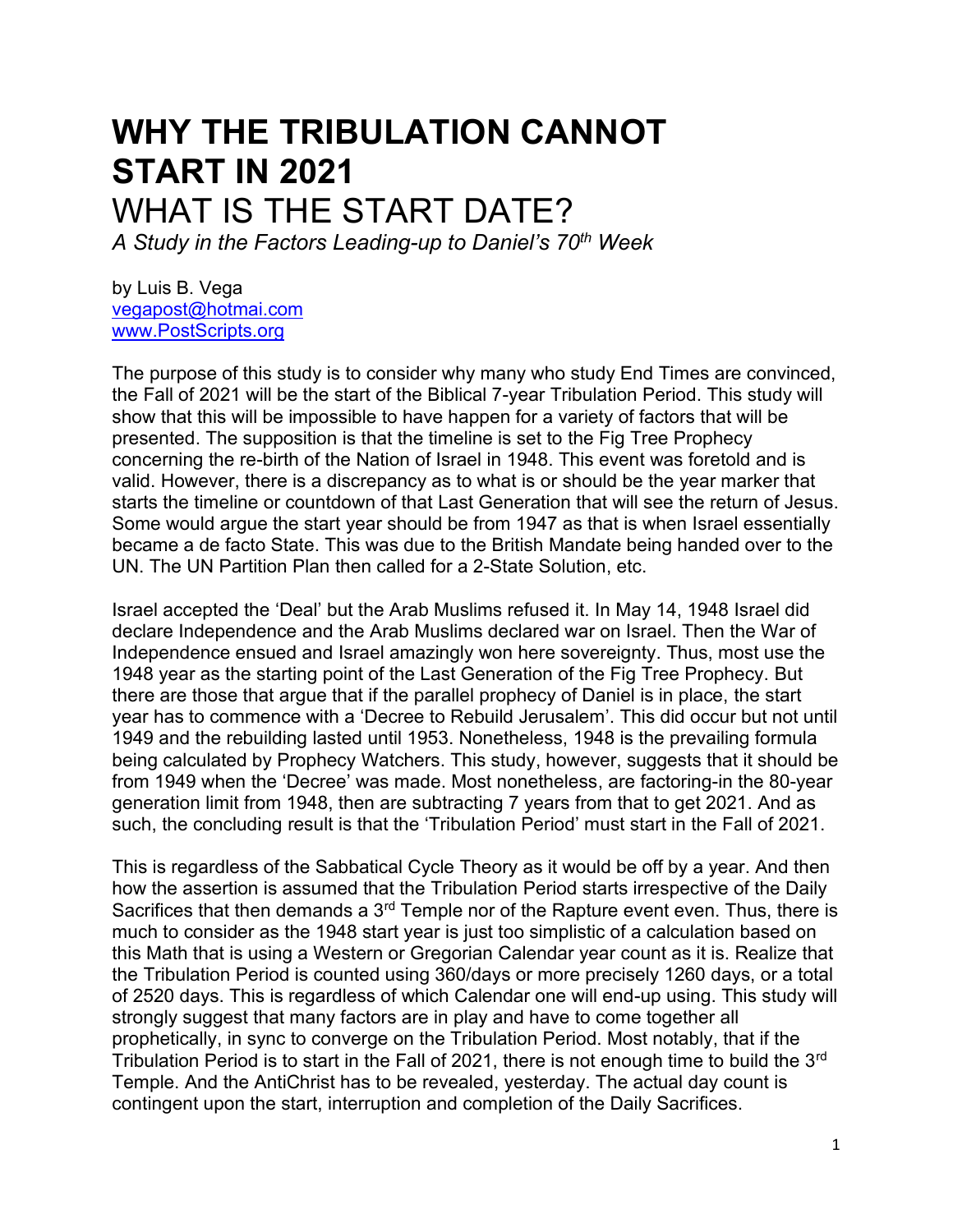# WHY THE TRIBULATION CANNOT START IN 2021

## WHAT IS THE START DATE?

*A Study in the Factors Leading-up to Daniel's 70th Week*

by Luis B. Vega
vegapost@hotmai.com
www.PostScripts.org

The purpose of this study is to consider why many who study End Times are convinced, the Fall of 2021 will be the start of the Biblical 7-year Tribulation Period. This study will show that this will be impossible to have happen for a variety of factors that will be presented. The supposition is that the timeline is set to the Fig Tree Prophecy concerning the re-birth of the Nation of Israel in 1948. This event was foretold and is valid. However, there is a discrepancy as to what is or should be the year marker that starts the timeline or countdown of that Last Generation that will see the return of Jesus. Some would argue the start year should be from 1947 as that is when Israel essentially became a de facto State. This was due to the British Mandate being handed over to the UN. The UN Partition Plan then called for a 2-State Solution, etc.

Israel accepted the 'Deal' but the Arab Muslims refused it. In May 14, 1948 Israel did declare Independence and the Arab Muslims declared war on Israel. Then the War of Independence ensued and Israel amazingly won here sovereignty. Thus, most use the 1948 year as the starting point of the Last Generation of the Fig Tree Prophecy. But there are those that argue that if the parallel prophecy of Daniel is in place, the start year has to commence with a 'Decree to Rebuild Jerusalem'. This did occur but not until 1949 and the rebuilding lasted until 1953. Nonetheless, 1948 is the prevailing formula being calculated by Prophecy Watchers. This study, however, suggests that it should be from 1949 when the 'Decree' was made. Most nonetheless, are factoring-in the 80-year generation limit from 1948, then are subtracting 7 years from that to get 2021. And as such, the concluding result is that the 'Tribulation Period' must start in the Fall of 2021.

This is regardless of the Sabbatical Cycle Theory as it would be off by a year. And then how the assertion is assumed that the Tribulation Period starts irrespective of the Daily Sacrifices that then demands a 3rd Temple nor of the Rapture event even. Thus, there is much to consider as the 1948 start year is just too simplistic of a calculation based on this Math that is using a Western or Gregorian Calendar year count as it is. Realize that the Tribulation Period is counted using 360/days or more precisely 1260 days, or a total of 2520 days. This is regardless of which Calendar one will end-up using. This study will strongly suggest that many factors are in play and have to come together all prophetically, in sync to converge on the Tribulation Period. Most notably, that if the Tribulation Period is to start in the Fall of 2021, there is not enough time to build the 3rd Temple. And the AntiChrist has to be revealed, yesterday. The actual day count is contingent upon the start, interruption and completion of the Daily Sacrifices.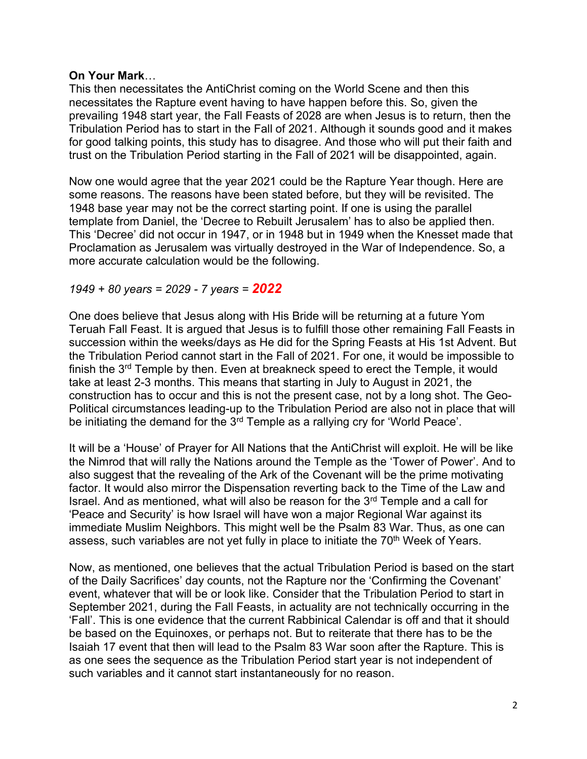**On Your Mark**…

This then necessitates the AntiChrist coming on the World Scene and then this necessitates the Rapture event having to have happen before this. So, given the prevailing 1948 start year, the Fall Feasts of 2028 are when Jesus is to return, then the Tribulation Period has to start in the Fall of 2021. Although it sounds good and it makes for good talking points, this study has to disagree. And those who will put their faith and trust on the Tribulation Period starting in the Fall of 2021 will be disappointed, again.

Now one would agree that the year 2021 could be the Rapture Year though. Here are some reasons. The reasons have been stated before, but they will be revisited. The 1948 base year may not be the correct starting point. If one is using the parallel template from Daniel, the 'Decree to Rebuilt Jerusalem' has to also be applied then. This 'Decree' did not occur in 1947, or in 1948 but in 1949 when the Knesset made that Proclamation as Jerusalem was virtually destroyed in the War of Independence. So, a more accurate calculation would be the following.

*1949 + 80 years = 2029 - 7 years =* ***2022***

One does believe that Jesus along with His Bride will be returning at a future Yom Teruah Fall Feast. It is argued that Jesus is to fulfill those other remaining Fall Feasts in succession within the weeks/days as He did for the Spring Feasts at His 1st Advent. But the Tribulation Period cannot start in the Fall of 2021. For one, it would be impossible to finish the 3rd Temple by then. Even at breakneck speed to erect the Temple, it would take at least 2-3 months. This means that starting in July to August in 2021, the construction has to occur and this is not the present case, not by a long shot. The Geo-Political circumstances leading-up to the Tribulation Period are also not in place that will be initiating the demand for the 3rd Temple as a rallying cry for 'World Peace'.

It will be a 'House' of Prayer for All Nations that the AntiChrist will exploit. He will be like the Nimrod that will rally the Nations around the Temple as the 'Tower of Power'. And to also suggest that the revealing of the Ark of the Covenant will be the prime motivating factor. It would also mirror the Dispensation reverting back to the Time of the Law and Israel. And as mentioned, what will also be reason for the 3rd Temple and a call for 'Peace and Security' is how Israel will have won a major Regional War against its immediate Muslim Neighbors. This might well be the Psalm 83 War. Thus, as one can assess, such variables are not yet fully in place to initiate the 70th Week of Years.

Now, as mentioned, one believes that the actual Tribulation Period is based on the start of the Daily Sacrifices' day counts, not the Rapture nor the 'Confirming the Covenant' event, whatever that will be or look like. Consider that the Tribulation Period to start in September 2021, during the Fall Feasts, in actuality are not technically occurring in the 'Fall'. This is one evidence that the current Rabbinical Calendar is off and that it should be based on the Equinoxes, or perhaps not. But to reiterate that there has to be the Isaiah 17 event that then will lead to the Psalm 83 War soon after the Rapture. This is as one sees the sequence as the Tribulation Period start year is not independent of such variables and it cannot start instantaneously for no reason.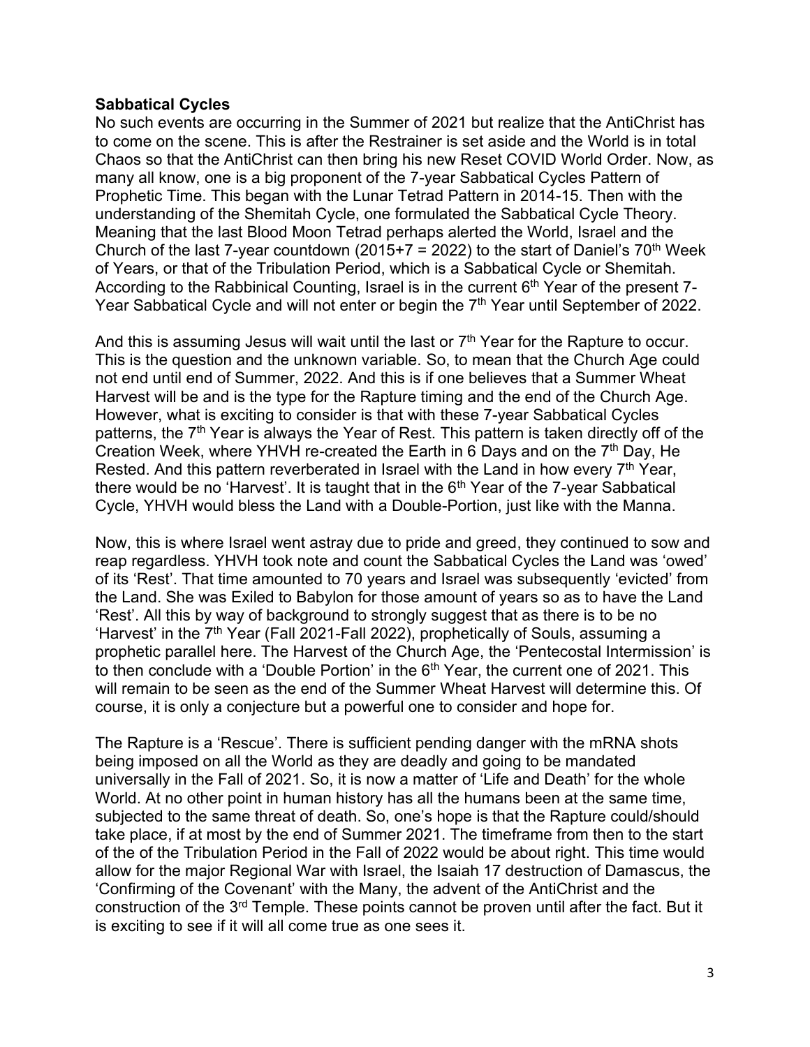**Sabbatical Cycles**

No such events are occurring in the Summer of 2021 but realize that the AntiChrist has to come on the scene. This is after the Restrainer is set aside and the World is in total Chaos so that the AntiChrist can then bring his new Reset COVID World Order. Now, as many all know, one is a big proponent of the 7-year Sabbatical Cycles Pattern of Prophetic Time. This began with the Lunar Tetrad Pattern in 2014-15. Then with the understanding of the Shemitah Cycle, one formulated the Sabbatical Cycle Theory. Meaning that the last Blood Moon Tetrad perhaps alerted the World, Israel and the Church of the last 7-year countdown (2015+7 = 2022) to the start of Daniel's 70th Week of Years, or that of the Tribulation Period, which is a Sabbatical Cycle or Shemitah. According to the Rabbinical Counting, Israel is in the current 6th Year of the present 7-Year Sabbatical Cycle and will not enter or begin the 7th Year until September of 2022.

And this is assuming Jesus will wait until the last or 7th Year for the Rapture to occur. This is the question and the unknown variable. So, to mean that the Church Age could not end until end of Summer, 2022. And this is if one believes that a Summer Wheat Harvest will be and is the type for the Rapture timing and the end of the Church Age. However, what is exciting to consider is that with these 7-year Sabbatical Cycles patterns, the 7th Year is always the Year of Rest. This pattern is taken directly off of the Creation Week, where YHVH re-created the Earth in 6 Days and on the 7th Day, He Rested. And this pattern reverberated in Israel with the Land in how every 7th Year, there would be no 'Harvest'. It is taught that in the 6th Year of the 7-year Sabbatical Cycle, YHVH would bless the Land with a Double-Portion, just like with the Manna.

Now, this is where Israel went astray due to pride and greed, they continued to sow and reap regardless. YHVH took note and count the Sabbatical Cycles the Land was 'owed' of its 'Rest'. That time amounted to 70 years and Israel was subsequently 'evicted' from the Land. She was Exiled to Babylon for those amount of years so as to have the Land 'Rest'. All this by way of background to strongly suggest that as there is to be no 'Harvest' in the 7th Year (Fall 2021-Fall 2022), prophetically of Souls, assuming a prophetic parallel here. The Harvest of the Church Age, the 'Pentecostal Intermission' is to then conclude with a 'Double Portion' in the 6th Year, the current one of 2021. This will remain to be seen as the end of the Summer Wheat Harvest will determine this. Of course, it is only a conjecture but a powerful one to consider and hope for.

The Rapture is a 'Rescue'. There is sufficient pending danger with the mRNA shots being imposed on all the World as they are deadly and going to be mandated universally in the Fall of 2021. So, it is now a matter of 'Life and Death' for the whole World. At no other point in human history has all the humans been at the same time, subjected to the same threat of death. So, one's hope is that the Rapture could/should take place, if at most by the end of Summer 2021. The timeframe from then to the start of the of the Tribulation Period in the Fall of 2022 would be about right. This time would allow for the major Regional War with Israel, the Isaiah 17 destruction of Damascus, the 'Confirming of the Covenant' with the Many, the advent of the AntiChrist and the construction of the 3rd Temple. These points cannot be proven until after the fact. But it is exciting to see if it will all come true as one sees it.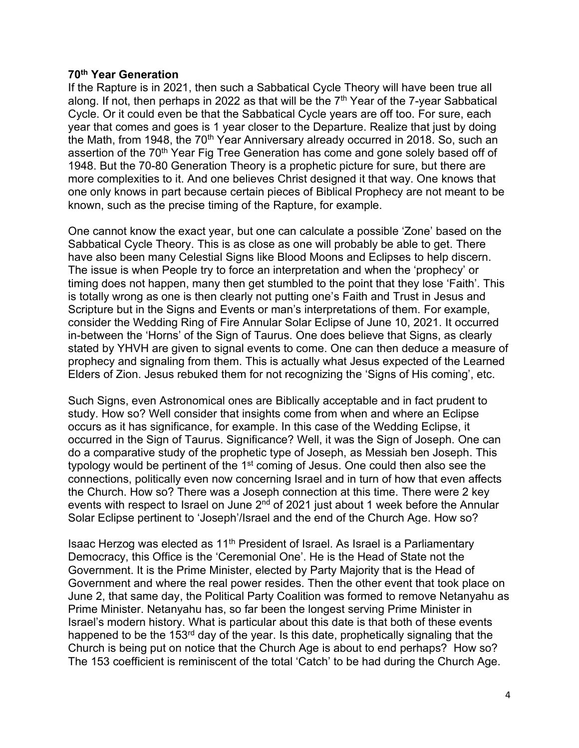**70th Year Generation**

If the Rapture is in 2021, then such a Sabbatical Cycle Theory will have been true all along. If not, then perhaps in 2022 as that will be the 7th Year of the 7-year Sabbatical Cycle. Or it could even be that the Sabbatical Cycle years are off too. For sure, each year that comes and goes is 1 year closer to the Departure. Realize that just by doing the Math, from 1948, the 70th Year Anniversary already occurred in 2018. So, such an assertion of the 70th Year Fig Tree Generation has come and gone solely based off of 1948. But the 70-80 Generation Theory is a prophetic picture for sure, but there are more complexities to it. And one believes Christ designed it that way. One knows that one only knows in part because certain pieces of Biblical Prophecy are not meant to be known, such as the precise timing of the Rapture, for example.

One cannot know the exact year, but one can calculate a possible 'Zone' based on the Sabbatical Cycle Theory. This is as close as one will probably be able to get. There have also been many Celestial Signs like Blood Moons and Eclipses to help discern. The issue is when People try to force an interpretation and when the 'prophecy' or timing does not happen, many then get stumbled to the point that they lose 'Faith'. This is totally wrong as one is then clearly not putting one's Faith and Trust in Jesus and Scripture but in the Signs and Events or man's interpretations of them. For example, consider the Wedding Ring of Fire Annular Solar Eclipse of June 10, 2021. It occurred in-between the 'Horns' of the Sign of Taurus. One does believe that Signs, as clearly stated by YHVH are given to signal events to come. One can then deduce a measure of prophecy and signaling from them. This is actually what Jesus expected of the Learned Elders of Zion. Jesus rebuked them for not recognizing the 'Signs of His coming', etc.

Such Signs, even Astronomical ones are Biblically acceptable and in fact prudent to study. How so? Well consider that insights come from when and where an Eclipse occurs as it has significance, for example. In this case of the Wedding Eclipse, it occurred in the Sign of Taurus. Significance? Well, it was the Sign of Joseph. One can do a comparative study of the prophetic type of Joseph, as Messiah ben Joseph. This typology would be pertinent of the 1st coming of Jesus. One could then also see the connections, politically even now concerning Israel and in turn of how that even affects the Church. How so? There was a Joseph connection at this time. There were 2 key events with respect to Israel on June 2nd of 2021 just about 1 week before the Annular Solar Eclipse pertinent to 'Joseph'/Israel and the end of the Church Age. How so?

Isaac Herzog was elected as 11th President of Israel. As Israel is a Parliamentary Democracy, this Office is the 'Ceremonial One'. He is the Head of State not the Government. It is the Prime Minister, elected by Party Majority that is the Head of Government and where the real power resides. Then the other event that took place on June 2, that same day, the Political Party Coalition was formed to remove Netanyahu as Prime Minister. Netanyahu has, so far been the longest serving Prime Minister in Israel's modern history. What is particular about this date is that both of these events happened to be the 153rd day of the year. Is this date, prophetically signaling that the Church is being put on notice that the Church Age is about to end perhaps? How so? The 153 coefficient is reminiscent of the total 'Catch' to be had during the Church Age.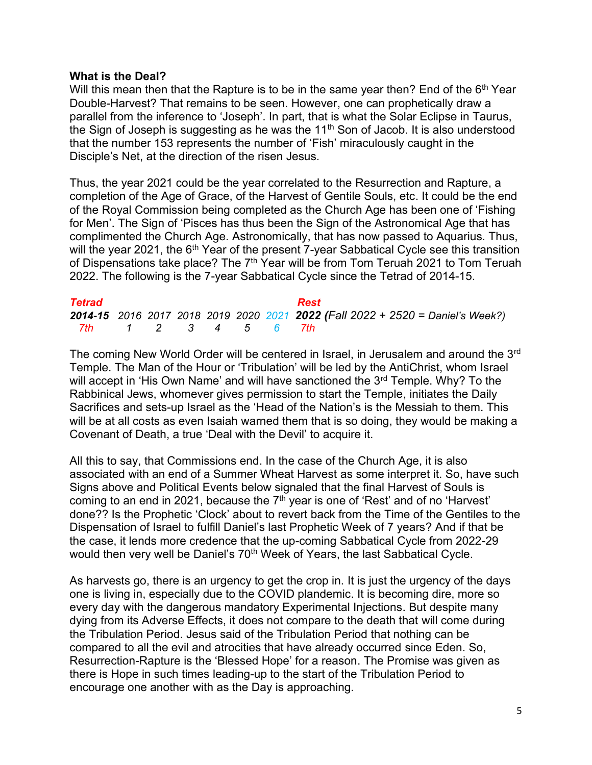**What is the Deal?**

Will this mean then that the Rapture is to be in the same year then? End of the 6th Year Double-Harvest? That remains to be seen. However, one can prophetically draw a parallel from the inference to 'Joseph'. In part, that is what the Solar Eclipse in Taurus, the Sign of Joseph is suggesting as he was the 11th Son of Jacob. It is also understood that the number 153 represents the number of 'Fish' miraculously caught in the Disciple's Net, at the direction of the risen Jesus.

Thus, the year 2021 could be the year correlated to the Resurrection and Rapture, a completion of the Age of Grace, of the Harvest of Gentile Souls, etc. It could be the end of the Royal Commission being completed as the Church Age has been one of 'Fishing for Men'. The Sign of 'Pisces has thus been the Sign of the Astronomical Age that has complimented the Church Age. Astronomically, that has now passed to Aquarius. Thus, will the year 2021, the 6th Year of the present 7-year Sabbatical Cycle see this transition of Dispensations take place? The 7th Year will be from Tom Teruah 2021 to Tom Teruah 2022. The following is the 7-year Sabbatical Cycle since the Tetrad of 2014-15.

| *Tetrad* | | | | | | | *Rest* |
|---|---|---|---|---|---|---|---|
| ***2014-15*** | *2016* | *2017* | *2018* | *2019* | *2020* | *2021* | ***2022*** *(Fall 2022 + 2520 = Daniel's Week?)* |
| *7th* | *1* | *2* | *3* | *4* | *5* | *6* | *7th* |

The coming New World Order will be centered in Israel, in Jerusalem and around the 3rd Temple. The Man of the Hour or 'Tribulation' will be led by the AntiChrist, whom Israel will accept in 'His Own Name' and will have sanctioned the 3rd Temple. Why? To the Rabbinical Jews, whomever gives permission to start the Temple, initiates the Daily Sacrifices and sets-up Israel as the 'Head of the Nation's is the Messiah to them. This will be at all costs as even Isaiah warned them that is so doing, they would be making a Covenant of Death, a true 'Deal with the Devil' to acquire it.

All this to say, that Commissions end. In the case of the Church Age, it is also associated with an end of a Summer Wheat Harvest as some interpret it. So, have such Signs above and Political Events below signaled that the final Harvest of Souls is coming to an end in 2021, because the 7th year is one of 'Rest' and of no 'Harvest' done?? Is the Prophetic 'Clock' about to revert back from the Time of the Gentiles to the Dispensation of Israel to fulfill Daniel's last Prophetic Week of 7 years? And if that be the case, it lends more credence that the up-coming Sabbatical Cycle from 2022-29 would then very well be Daniel's 70th Week of Years, the last Sabbatical Cycle.

As harvests go, there is an urgency to get the crop in. It is just the urgency of the days one is living in, especially due to the COVID plandemic. It is becoming dire, more so every day with the dangerous mandatory Experimental Injections. But despite many dying from its Adverse Effects, it does not compare to the death that will come during the Tribulation Period. Jesus said of the Tribulation Period that nothing can be compared to all the evil and atrocities that have already occurred since Eden. So, Resurrection-Rapture is the 'Blessed Hope' for a reason. The Promise was given as there is Hope in such times leading-up to the start of the Tribulation Period to encourage one another with as the Day is approaching.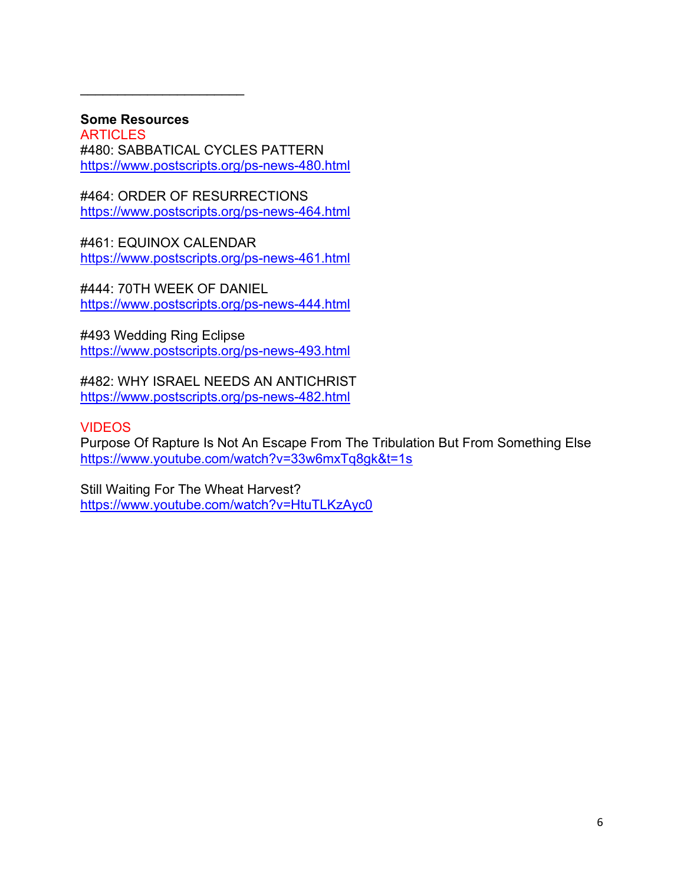________________________

**Some Resources**

ARTICLES

#480: SABBATICAL CYCLES PATTERN
https://www.postscripts.org/ps-news-480.html

#464: ORDER OF RESURRECTIONS
https://www.postscripts.org/ps-news-464.html

#461: EQUINOX CALENDAR
https://www.postscripts.org/ps-news-461.html

#444: 70TH WEEK OF DANIEL
https://www.postscripts.org/ps-news-444.html

#493 Wedding Ring Eclipse
https://www.postscripts.org/ps-news-493.html

#482: WHY ISRAEL NEEDS AN ANTICHRIST
https://www.postscripts.org/ps-news-482.html

VIDEOS

Purpose Of Rapture Is Not An Escape From The Tribulation But From Something Else
https://www.youtube.com/watch?v=33w6mxTq8gk&t=1s

Still Waiting For The Wheat Harvest?
https://www.youtube.com/watch?v=HtuTLKzAyc0